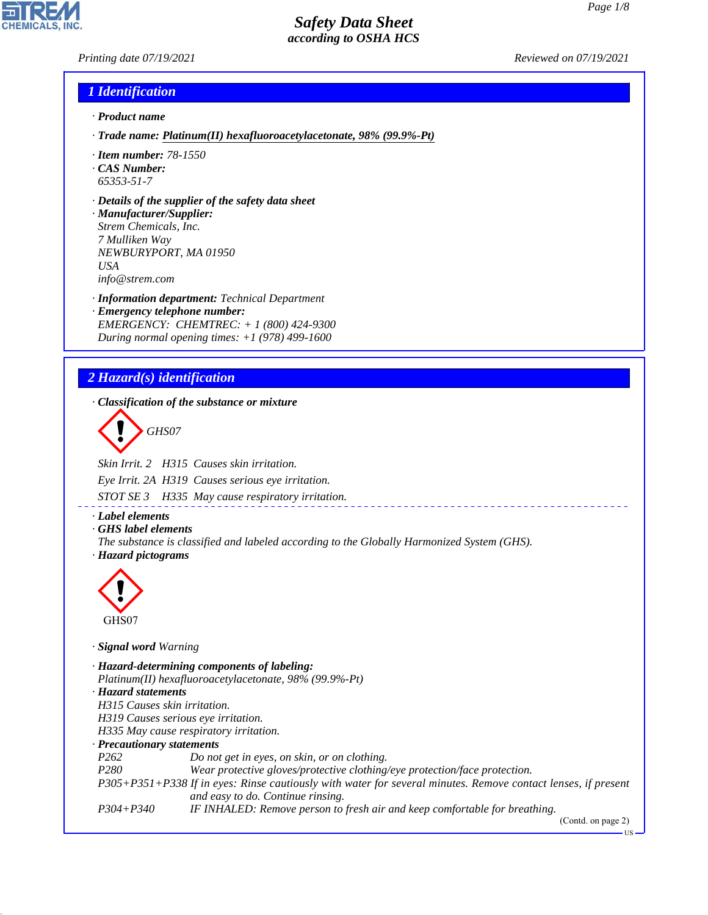# Safety Data Sheet
*according to OSHA HCS*

Printing date 07/19/2021 | Reviewed on 07/19/2021

## 1 Identification

· **Product name**

· **Trade name:** Platinum(II) hexafluoroacetylacetonate, 98% (99.9%-Pt)

· **Item number:** 78-1550
· **CAS Number:**
65353-51-7

· **Details of the supplier of the safety data sheet**
· **Manufacturer/Supplier:**
Strem Chemicals, Inc.
7 Mulliken Way
NEWBURYPORT, MA 01950
USA
info@strem.com

· **Information department:** Technical Department
· **Emergency telephone number:**
EMERGENCY: CHEMTREC: + 1 (800) 424-9300
During normal opening times: +1 (978) 499-1600

## 2 Hazard(s) identification

· **Classification of the substance or mixture**

GHS07

Skin Irrit. 2 H315 Causes skin irritation.

Eye Irrit. 2A H319 Causes serious eye irritation.

STOT SE 3 H335 May cause respiratory irritation.

· **Label elements**
· **GHS label elements**
The substance is classified and labeled according to the Globally Harmonized System (GHS).
· **Hazard pictograms**

GHS07

· **Signal word** Warning

· **Hazard-determining components of labeling:**
Platinum(II) hexafluoroacetylacetonate, 98% (99.9%-Pt)
· **Hazard statements**
H315 Causes skin irritation.
H319 Causes serious eye irritation.
H335 May cause respiratory irritation.
· **Precautionary statements**

| | |
|---|---|
| P262 | Do not get in eyes, on skin, or on clothing. |
| P280 | Wear protective gloves/protective clothing/eye protection/face protection. |
| P305+P351+P338 | If in eyes: Rinse cautiously with water for several minutes. Remove contact lenses, if present and easy to do. Continue rinsing. |
| P304+P340 | IF INHALED: Remove person to fresh air and keep comfortable for breathing. |

(Contd. on page 2)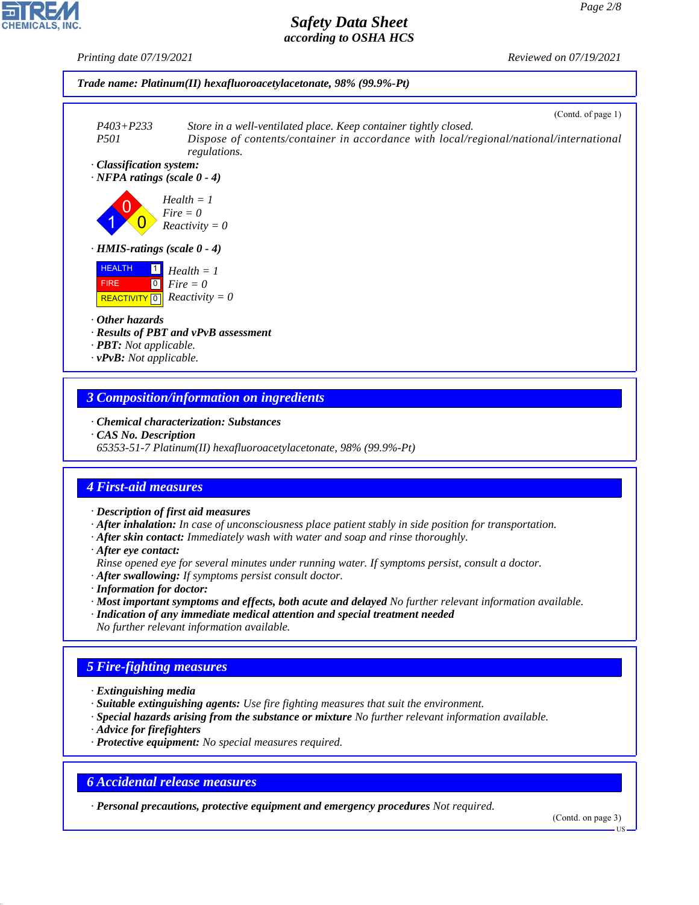**Trade name: Platinum(II) hexafluoroacetylacetonate, 98% (99.9%-Pt)**

(Contd. of page 1)

P403+P233 Store in a well-ventilated place. Keep container tightly closed.
P501 Dispose of contents/container in accordance with local/regional/national/international regulations.

· **Classification system:**
· **NFPA ratings (scale 0 - 4)**

Health = 1
Fire = 0
Reactivity = 0

· **HMIS-ratings (scale 0 - 4)**

| | |
|---|---|
| HEALTH | 1 |
| FIRE | 0 |
| REACTIVITY | 0 |

Health = 1
Fire = 0
Reactivity = 0

· **Other hazards**
· **Results of PBT and vPvB assessment**
· **PBT:** Not applicable.
· **vPvB:** Not applicable.

## 3 Composition/information on ingredients

· **Chemical characterization: Substances**
· **CAS No. Description**
65353-51-7 Platinum(II) hexafluoroacetylacetonate, 98% (99.9%-Pt)

## 4 First-aid measures

· **Description of first aid measures**
· **After inhalation:** In case of unconsciousness place patient stably in side position for transportation.
· **After skin contact:** Immediately wash with water and soap and rinse thoroughly.
· **After eye contact:**
Rinse opened eye for several minutes under running water. If symptoms persist, consult a doctor.
· **After swallowing:** If symptoms persist consult doctor.
· **Information for doctor:**
· **Most important symptoms and effects, both acute and delayed** No further relevant information available.
· **Indication of any immediate medical attention and special treatment needed**
No further relevant information available.

## 5 Fire-fighting measures

· **Extinguishing media**
· **Suitable extinguishing agents:** Use fire fighting measures that suit the environment.
· **Special hazards arising from the substance or mixture** No further relevant information available.
· **Advice for firefighters**
· **Protective equipment:** No special measures required.

## 6 Accidental release measures

· **Personal precautions, protective equipment and emergency procedures** Not required.

(Contd. on page 3)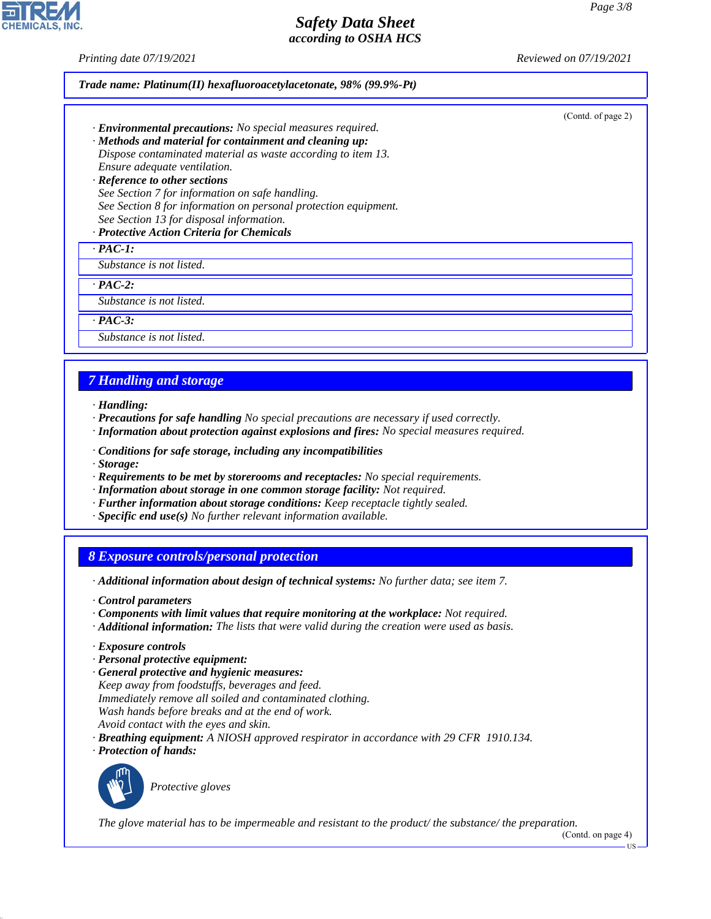**Trade name: Platinum(II) hexafluoroacetylacetonate, 98% (99.9%-Pt)**

(Contd. of page 2)

· **Environmental precautions:** No special measures required.
· **Methods and material for containment and cleaning up:**
Dispose contaminated material as waste according to item 13.
Ensure adequate ventilation.
· **Reference to other sections**
See Section 7 for information on safe handling.
See Section 8 for information on personal protection equipment.
See Section 13 for disposal information.
· **Protective Action Criteria for Chemicals**

· **PAC-1:**
Substance is not listed.

· **PAC-2:**
Substance is not listed.

· **PAC-3:**
Substance is not listed.

## 7 Handling and storage

· **Handling:**
· **Precautions for safe handling** No special precautions are necessary if used correctly.
· **Information about protection against explosions and fires:** No special measures required.

· **Conditions for safe storage, including any incompatibilities**
· **Storage:**
· **Requirements to be met by storerooms and receptacles:** No special requirements.
· **Information about storage in one common storage facility:** Not required.
· **Further information about storage conditions:** Keep receptacle tightly sealed.
· **Specific end use(s)** No further relevant information available.

## 8 Exposure controls/personal protection

· **Additional information about design of technical systems:** No further data; see item 7.

· **Control parameters**
· **Components with limit values that require monitoring at the workplace:** Not required.
· **Additional information:** The lists that were valid during the creation were used as basis.

· **Exposure controls**
· **Personal protective equipment:**
· **General protective and hygienic measures:**
Keep away from foodstuffs, beverages and feed.
Immediately remove all soiled and contaminated clothing.
Wash hands before breaks and at the end of work.
Avoid contact with the eyes and skin.
· **Breathing equipment:** A NIOSH approved respirator in accordance with 29 CFR 1910.134.
· **Protection of hands:**

Protective gloves

The glove material has to be impermeable and resistant to the product/ the substance/ the preparation.

(Contd. on page 4)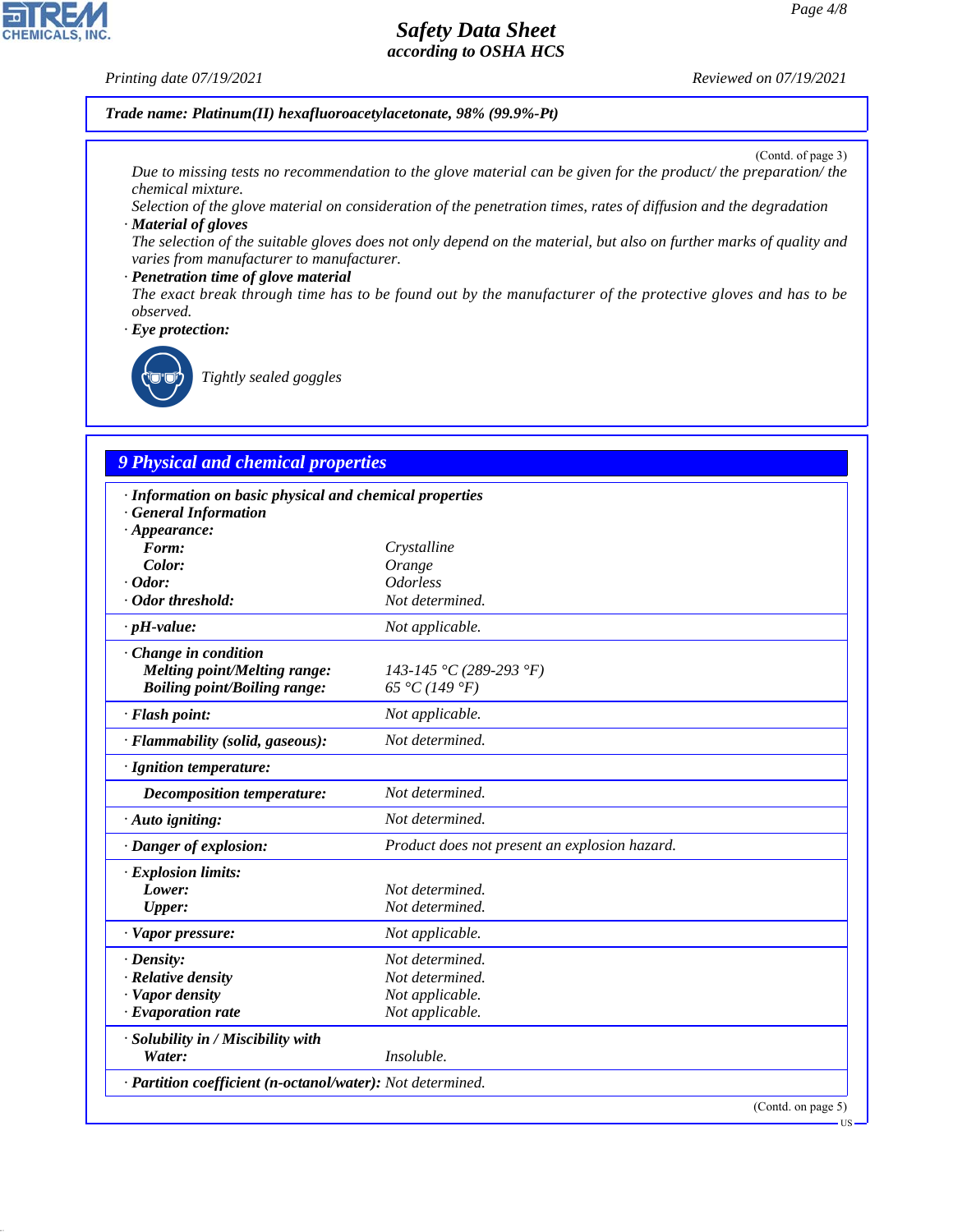**Trade name: Platinum(II) hexafluoroacetylacetonate, 98% (99.9%-Pt)**

(Contd. of page 3)

Due to missing tests no recommendation to the glove material can be given for the product/ the preparation/ the chemical mixture.

Selection of the glove material on consideration of the penetration times, rates of diffusion and the degradation

· **Material of gloves**

The selection of the suitable gloves does not only depend on the material, but also on further marks of quality and varies from manufacturer to manufacturer.

· **Penetration time of glove material**

The exact break through time has to be found out by the manufacturer of the protective gloves and has to be observed.

· **Eye protection:**

Tightly sealed goggles

## 9 Physical and chemical properties

| | |
|---|---|
| · **Information on basic physical and chemical properties** | |
| · **General Information** | |
| · **Appearance:** | |
| **Form:** | Crystalline |
| **Color:** | Orange |
| · **Odor:** | Odorless |
| · **Odor threshold:** | Not determined. |
| · **pH-value:** | Not applicable. |
| · **Change in condition** | |
| **Melting point/Melting range:** | 143-145 °C (289-293 °F) |
| **Boiling point/Boiling range:** | 65 °C (149 °F) |
| · **Flash point:** | Not applicable. |
| · **Flammability (solid, gaseous):** | Not determined. |
| · **Ignition temperature:** | |
| **Decomposition temperature:** | Not determined. |
| · **Auto igniting:** | Not determined. |
| · **Danger of explosion:** | Product does not present an explosion hazard. |
| · **Explosion limits:** | |
| **Lower:** | Not determined. |
| **Upper:** | Not determined. |
| · **Vapor pressure:** | Not applicable. |
| · **Density:** | Not determined. |
| · **Relative density** | Not determined. |
| · **Vapor density** | Not applicable. |
| · **Evaporation rate** | Not applicable. |
| · **Solubility in / Miscibility with** | |
| **Water:** | Insoluble. |
| · **Partition coefficient (n-octanol/water):** | Not determined. |

(Contd. on page 5)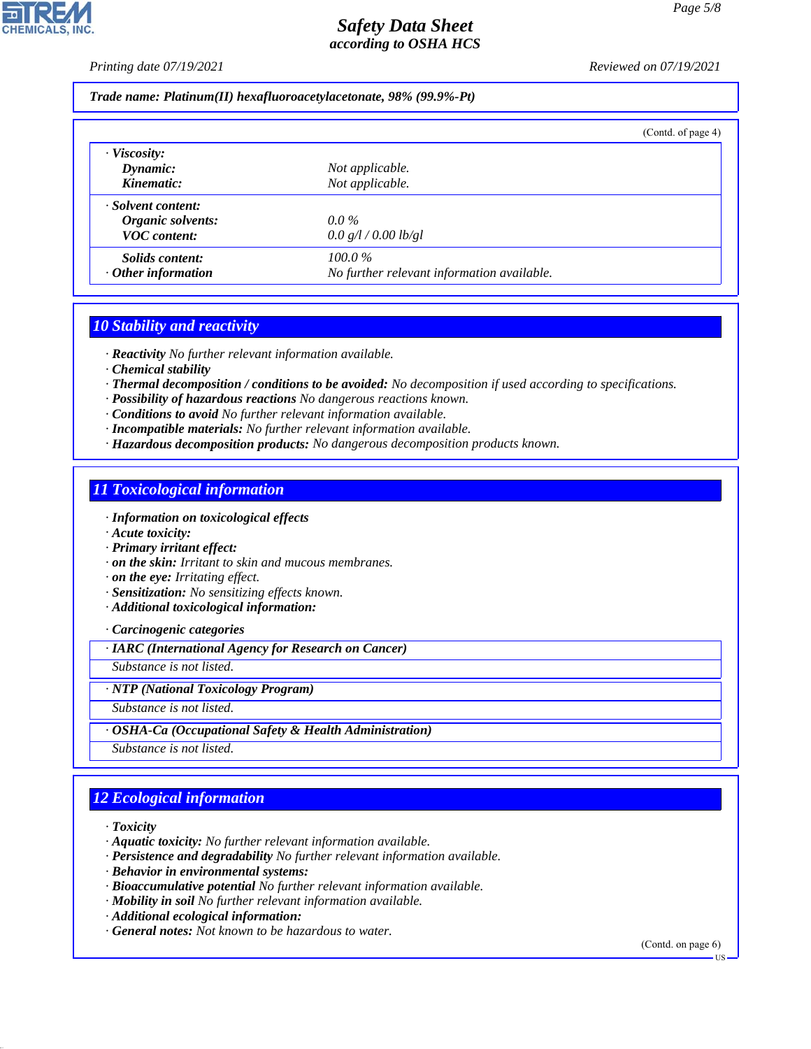**Trade name: Platinum(II) hexafluoroacetylacetonate, 98% (99.9%-Pt)**

(Contd. of page 4)

| | |
|---|---|
| · **Viscosity:** | |
| **Dynamic:** | Not applicable. |
| **Kinematic:** | Not applicable. |
| · **Solvent content:** | |
| **Organic solvents:** | 0.0 % |
| **VOC content:** | 0.0 g/l / 0.00 lb/gl |
| **Solids content:** | 100.0 % |
| · **Other information** | No further relevant information available. |

## 10 Stability and reactivity

- · **Reactivity** No further relevant information available.
- · **Chemical stability**
- · **Thermal decomposition / conditions to be avoided:** No decomposition if used according to specifications.
- · **Possibility of hazardous reactions** No dangerous reactions known.
- · **Conditions to avoid** No further relevant information available.
- · **Incompatible materials:** No further relevant information available.
- · **Hazardous decomposition products:** No dangerous decomposition products known.

## 11 Toxicological information

- · **Information on toxicological effects**
- · **Acute toxicity:**
- · **Primary irritant effect:**
- · **on the skin:** Irritant to skin and mucous membranes.
- · **on the eye:** Irritating effect.
- · **Sensitization:** No sensitizing effects known.
- · **Additional toxicological information:**

- · **Carcinogenic categories**

| · **IARC (International Agency for Research on Cancer)** |
|---|
| Substance is not listed. |

| · **NTP (National Toxicology Program)** |
|---|
| Substance is not listed. |

| · **OSHA-Ca (Occupational Safety & Health Administration)** |
|---|
| Substance is not listed. |

## 12 Ecological information

- · **Toxicity**
- · **Aquatic toxicity:** No further relevant information available.
- · **Persistence and degradability** No further relevant information available.
- · **Behavior in environmental systems:**
- · **Bioaccumulative potential** No further relevant information available.
- · **Mobility in soil** No further relevant information available.
- · **Additional ecological information:**
- · **General notes:** Not known to be hazardous to water.

(Contd. on page 6)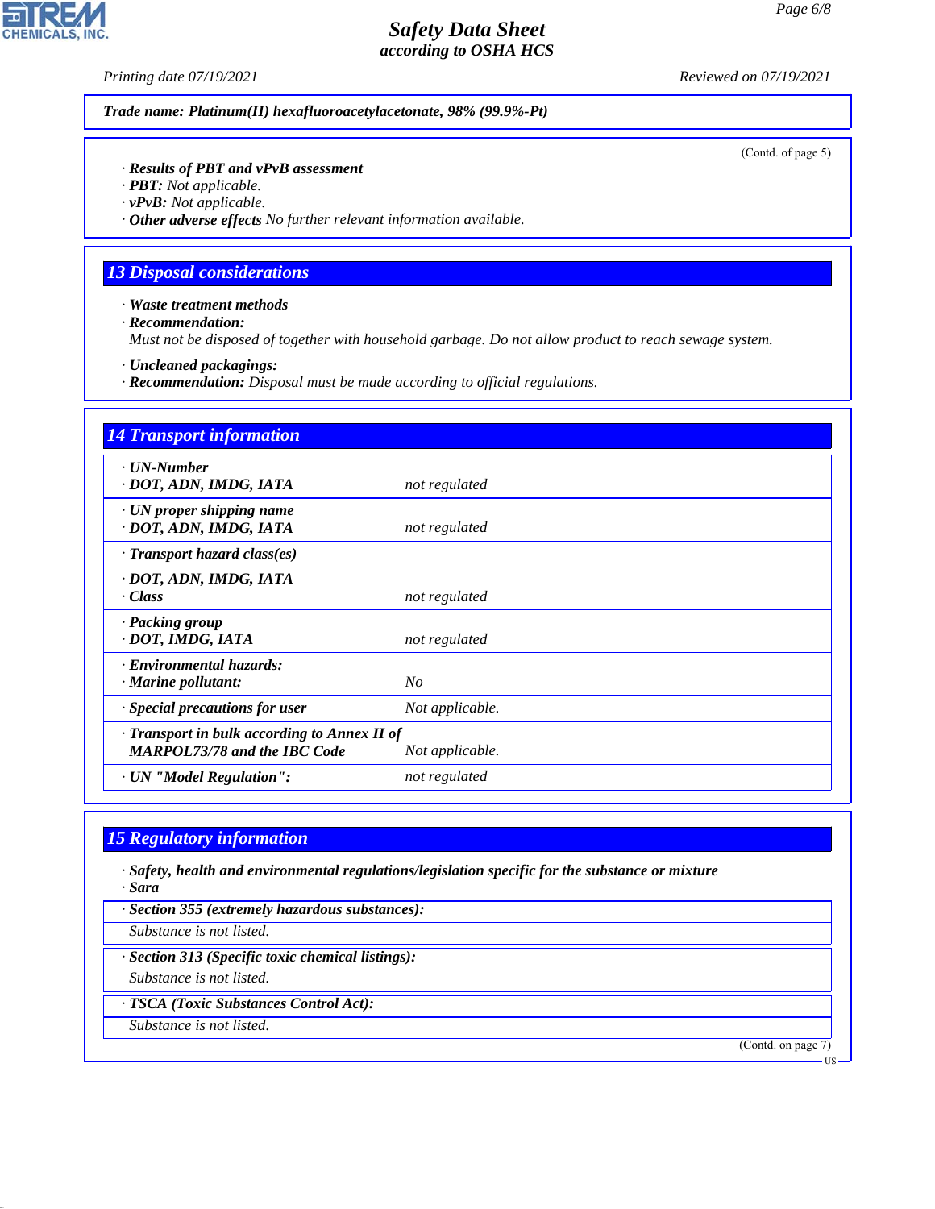**Trade name: Platinum(II) hexafluoroacetylacetonate, 98% (99.9%-Pt)**

(Contd. of page 5)

· **Results of PBT and vPvB assessment**
· **PBT:** Not applicable.
· **vPvB:** Not applicable.
· **Other adverse effects** No further relevant information available.

## 13 Disposal considerations

· **Waste treatment methods**
· **Recommendation:**
Must not be disposed of together with household garbage. Do not allow product to reach sewage system.

· **Uncleaned packagings:**
· **Recommendation:** Disposal must be made according to official regulations.

## 14 Transport information

| | |
|---|---|
| · **UN-Number**<br>· **DOT, ADN, IMDG, IATA** | not regulated |
| · **UN proper shipping name**<br>· **DOT, ADN, IMDG, IATA** | not regulated |
| · **Transport hazard class(es)**<br>· **DOT, ADN, IMDG, IATA**<br>· **Class** | not regulated |
| · **Packing group**<br>· **DOT, IMDG, IATA** | not regulated |
| · **Environmental hazards:**<br>· **Marine pollutant:** | No |
| · **Special precautions for user** | Not applicable. |
| · **Transport in bulk according to Annex II of MARPOL73/78 and the IBC Code** | Not applicable. |
| · **UN "Model Regulation":** | not regulated |

## 15 Regulatory information

· **Safety, health and environmental regulations/legislation specific for the substance or mixture**
· **Sara**

· **Section 355 (extremely hazardous substances):**
Substance is not listed.

· **Section 313 (Specific toxic chemical listings):**
Substance is not listed.

· **TSCA (Toxic Substances Control Act):**
Substance is not listed.

(Contd. on page 7)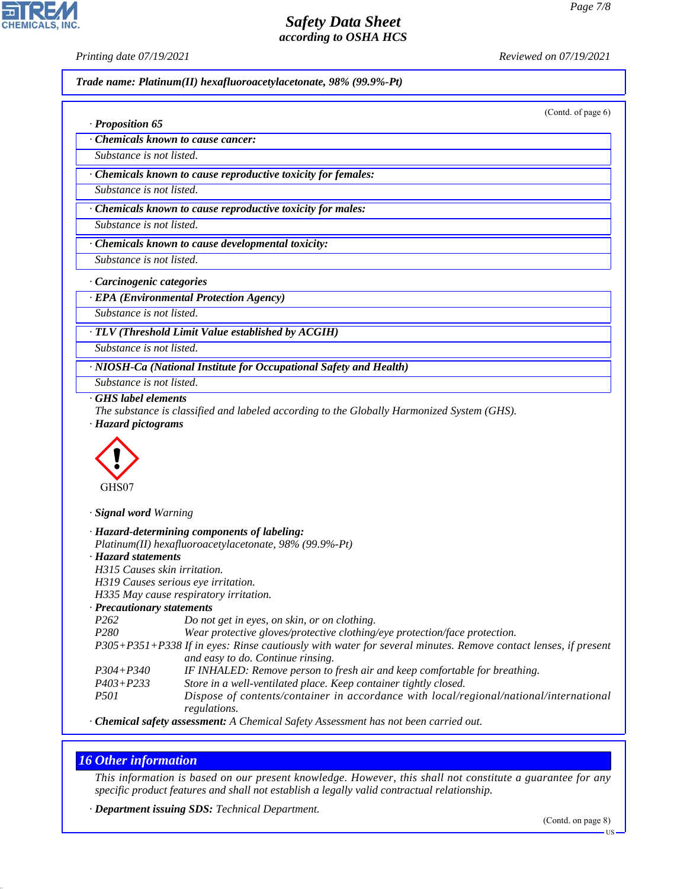**Trade name: Platinum(II) hexafluoroacetylacetonate, 98% (99.9%-Pt)**

(Contd. of page 6)

· **Proposition 65**

· **Chemicals known to cause cancer:**

Substance is not listed.

· **Chemicals known to cause reproductive toxicity for females:**

Substance is not listed.

· **Chemicals known to cause reproductive toxicity for males:**

Substance is not listed.

· **Chemicals known to cause developmental toxicity:**

Substance is not listed.

· **Carcinogenic categories**

· **EPA (Environmental Protection Agency)**

Substance is not listed.

· **TLV (Threshold Limit Value established by ACGIH)**

Substance is not listed.

· **NIOSH-Ca (National Institute for Occupational Safety and Health)**

Substance is not listed.

· **GHS label elements**

The substance is classified and labeled according to the Globally Harmonized System (GHS).

· **Hazard pictograms**

GHS07

· **Signal word** Warning

· **Hazard-determining components of labeling:**

Platinum(II) hexafluoroacetylacetonate, 98% (99.9%-Pt)

· **Hazard statements**

H315 Causes skin irritation.
H319 Causes serious eye irritation.
H335 May cause respiratory irritation.

· **Precautionary statements**

| | |
|---|---|
| P262 | Do not get in eyes, on skin, or on clothing. |
| P280 | Wear protective gloves/protective clothing/eye protection/face protection. |
| P305+P351+P338 | If in eyes: Rinse cautiously with water for several minutes. Remove contact lenses, if present and easy to do. Continue rinsing. |
| P304+P340 | IF INHALED: Remove person to fresh air and keep comfortable for breathing. |
| P403+P233 | Store in a well-ventilated place. Keep container tightly closed. |
| P501 | Dispose of contents/container in accordance with local/regional/national/international regulations. |

· **Chemical safety assessment:** A Chemical Safety Assessment has not been carried out.

## 16 Other information

This information is based on our present knowledge. However, this shall not constitute a guarantee for any specific product features and shall not establish a legally valid contractual relationship.

· **Department issuing SDS:** Technical Department.

(Contd. on page 8)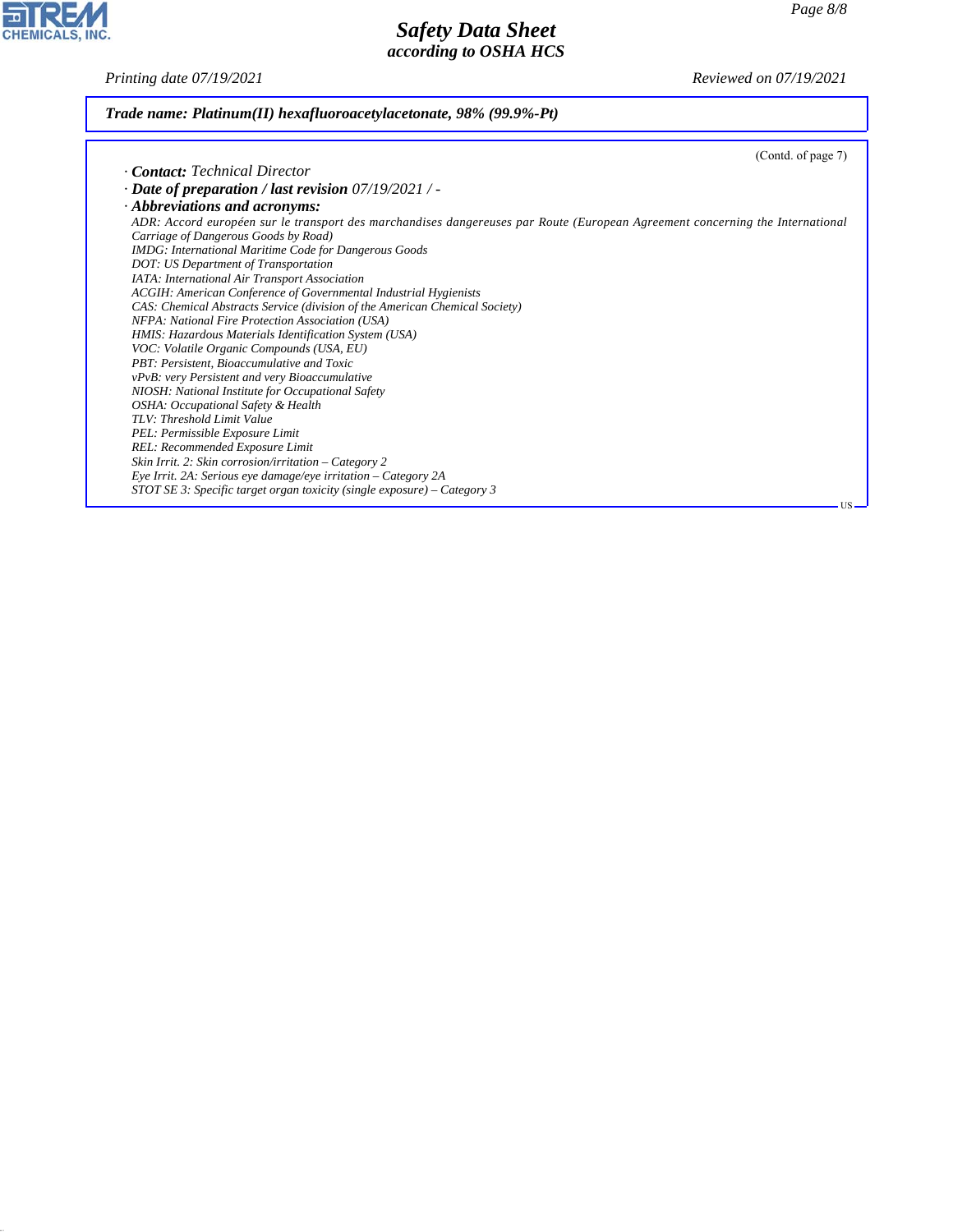**Safety Data Sheet**
*according to OSHA HCS*

Printing date 07/19/2021 | Reviewed on 07/19/2021

**Trade name: Platinum(II) hexafluoroacetylacetonate, 98% (99.9%-Pt)**

(Contd. of page 7)

· **Contact:** Technical Director
· **Date of preparation / last revision** 07/19/2021 / -
· **Abbreviations and acronyms:**
ADR: Accord européen sur le transport des marchandises dangereuses par Route (European Agreement concerning the International Carriage of Dangerous Goods by Road)
IMDG: International Maritime Code for Dangerous Goods
DOT: US Department of Transportation
IATA: International Air Transport Association
ACGIH: American Conference of Governmental Industrial Hygienists
CAS: Chemical Abstracts Service (division of the American Chemical Society)
NFPA: National Fire Protection Association (USA)
HMIS: Hazardous Materials Identification System (USA)
VOC: Volatile Organic Compounds (USA, EU)
PBT: Persistent, Bioaccumulative and Toxic
vPvB: very Persistent and very Bioaccumulative
NIOSH: National Institute for Occupational Safety
OSHA: Occupational Safety & Health
TLV: Threshold Limit Value
PEL: Permissible Exposure Limit
REL: Recommended Exposure Limit
Skin Irrit. 2: Skin corrosion/irritation – Category 2
Eye Irrit. 2A: Serious eye damage/eye irritation – Category 2A
STOT SE 3: Specific target organ toxicity (single exposure) – Category 3

US